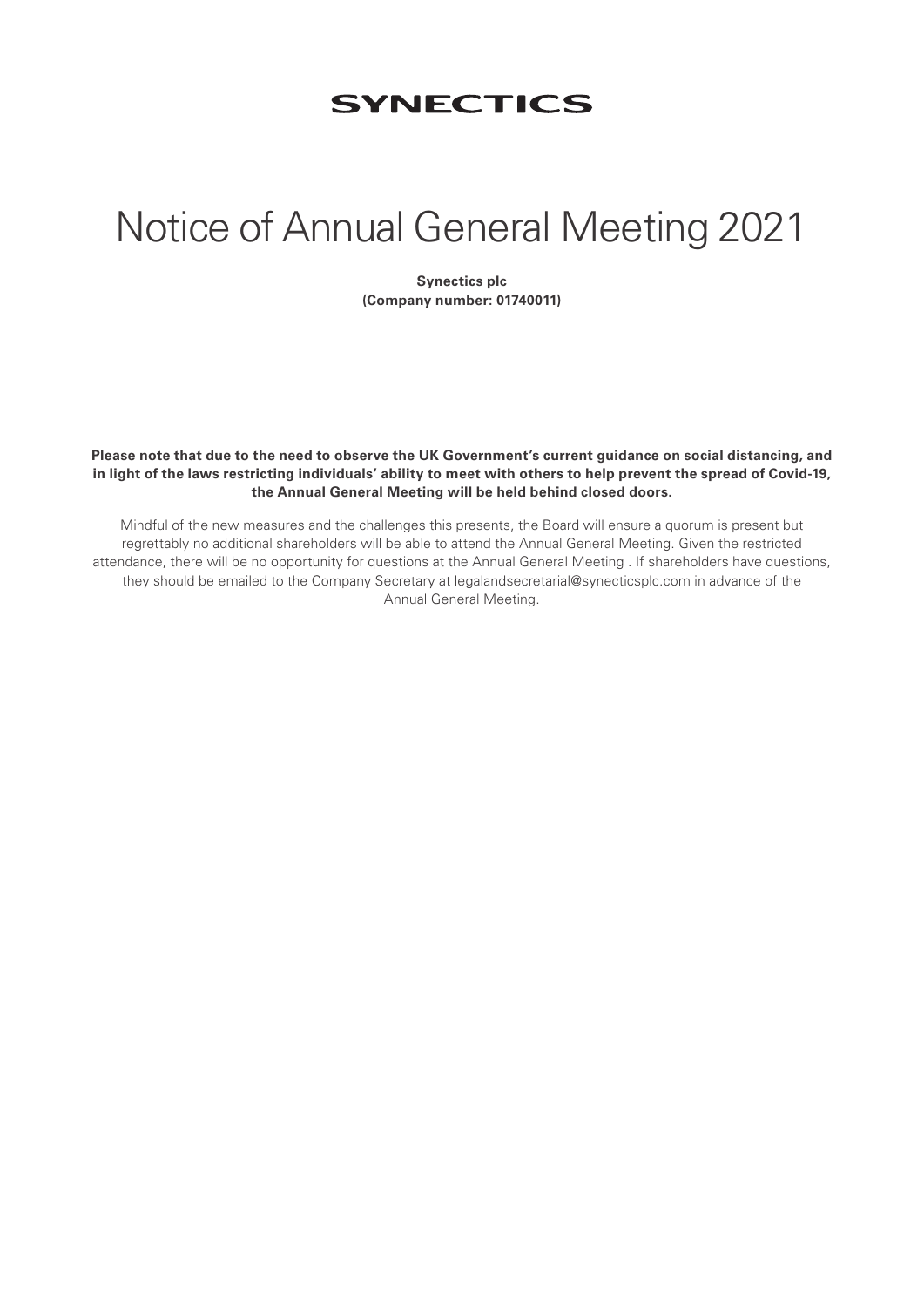# SYNECTICS

# Notice of Annual General Meeting 2021

**Synectics plc**
**(Company number: 01740011)**

**Please note that due to the need to observe the UK Government's current guidance on social distancing, and in light of the laws restricting individuals' ability to meet with others to help prevent the spread of Covid-19, the Annual General Meeting will be held behind closed doors.**

Mindful of the new measures and the challenges this presents, the Board will ensure a quorum is present but regrettably no additional shareholders will be able to attend the Annual General Meeting. Given the restricted attendance, there will be no opportunity for questions at the Annual General Meeting . If shareholders have questions, they should be emailed to the Company Secretary at legalandsecretarial@synecticsplc.com in advance of the Annual General Meeting.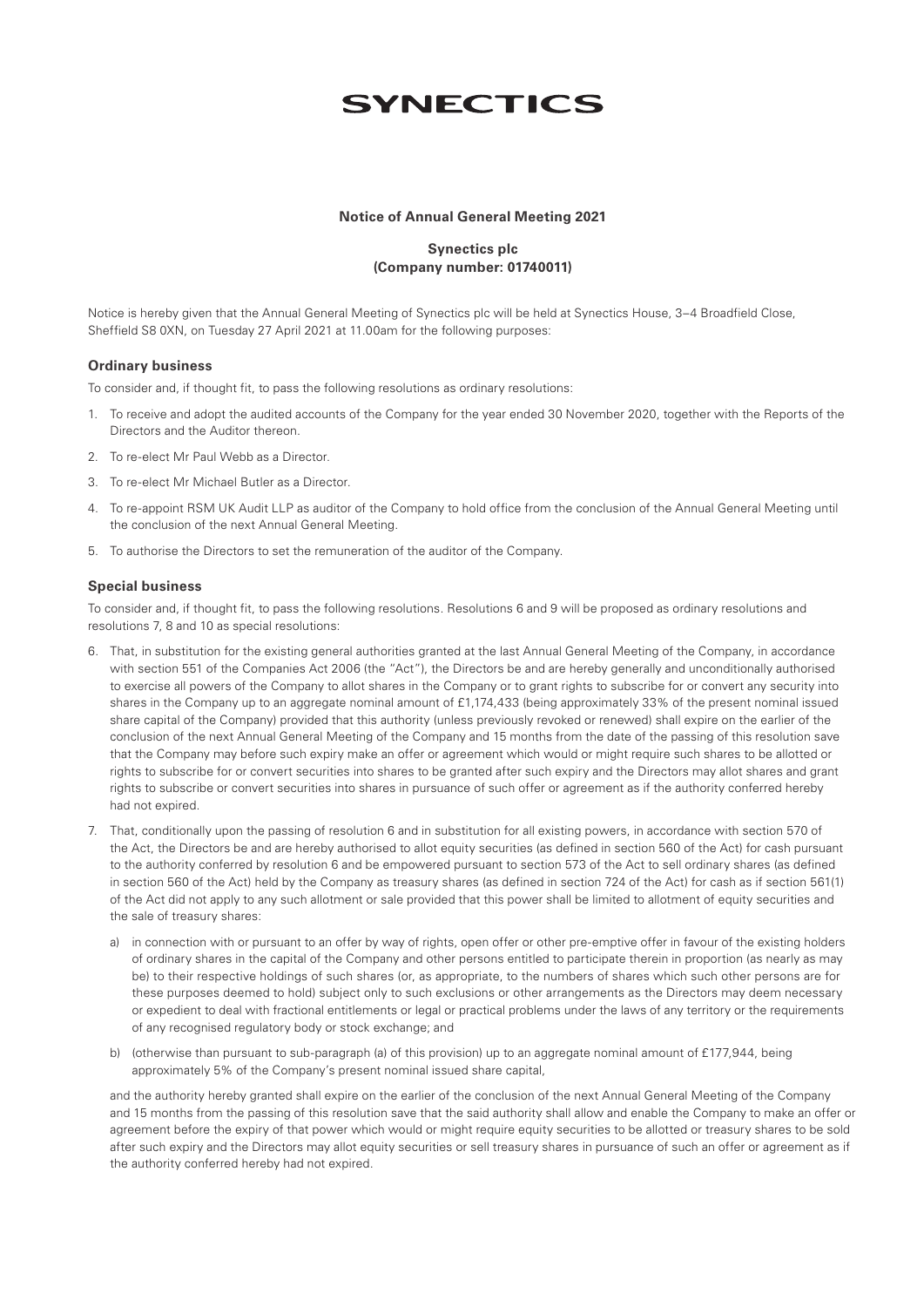# SYNECTICS

**Notice of Annual General Meeting 2021**

**Synectics plc**
**(Company number: 01740011)**

Notice is hereby given that the Annual General Meeting of Synectics plc will be held at Synectics House, 3–4 Broadfield Close, Sheffield S8 0XN, on Tuesday 27 April 2021 at 11.00am for the following purposes:

### Ordinary business

To consider and, if thought fit, to pass the following resolutions as ordinary resolutions:

1. To receive and adopt the audited accounts of the Company for the year ended 30 November 2020, together with the Reports of the Directors and the Auditor thereon.
2. To re-elect Mr Paul Webb as a Director.
3. To re-elect Mr Michael Butler as a Director.
4. To re-appoint RSM UK Audit LLP as auditor of the Company to hold office from the conclusion of the Annual General Meeting until the conclusion of the next Annual General Meeting.
5. To authorise the Directors to set the remuneration of the auditor of the Company.

### Special business

To consider and, if thought fit, to pass the following resolutions. Resolutions 6 and 9 will be proposed as ordinary resolutions and resolutions 7, 8 and 10 as special resolutions:

6. That, in substitution for the existing general authorities granted at the last Annual General Meeting of the Company, in accordance with section 551 of the Companies Act 2006 (the "Act"), the Directors be and are hereby generally and unconditionally authorised to exercise all powers of the Company to allot shares in the Company or to grant rights to subscribe for or convert any security into shares in the Company up to an aggregate nominal amount of £1,174,433 (being approximately 33% of the present nominal issued share capital of the Company) provided that this authority (unless previously revoked or renewed) shall expire on the earlier of the conclusion of the next Annual General Meeting of the Company and 15 months from the date of the passing of this resolution save that the Company may before such expiry make an offer or agreement which would or might require such shares to be allotted or rights to subscribe for or convert securities into shares to be granted after such expiry and the Directors may allot shares and grant rights to subscribe or convert securities into shares in pursuance of such offer or agreement as if the authority conferred hereby had not expired.
7. That, conditionally upon the passing of resolution 6 and in substitution for all existing powers, in accordance with section 570 of the Act, the Directors be and are hereby authorised to allot equity securities (as defined in section 560 of the Act) for cash pursuant to the authority conferred by resolution 6 and be empowered pursuant to section 573 of the Act to sell ordinary shares (as defined in section 560 of the Act) held by the Company as treasury shares (as defined in section 724 of the Act) for cash as if section 561(1) of the Act did not apply to any such allotment or sale provided that this power shall be limited to allotment of equity securities and the sale of treasury shares:

   a) in connection with or pursuant to an offer by way of rights, open offer or other pre-emptive offer in favour of the existing holders of ordinary shares in the capital of the Company and other persons entitled to participate therein in proportion (as nearly as may be) to their respective holdings of such shares (or, as appropriate, to the numbers of shares which such other persons are for these purposes deemed to hold) subject only to such exclusions or other arrangements as the Directors may deem necessary or expedient to deal with fractional entitlements or legal or practical problems under the laws of any territory or the requirements of any recognised regulatory body or stock exchange; and

   b) (otherwise than pursuant to sub-paragraph (a) of this provision) up to an aggregate nominal amount of £177,944, being approximately 5% of the Company's present nominal issued share capital,

   and the authority hereby granted shall expire on the earlier of the conclusion of the next Annual General Meeting of the Company and 15 months from the passing of this resolution save that the said authority shall allow and enable the Company to make an offer or agreement before the expiry of that power which would or might require equity securities to be allotted or treasury shares to be sold after such expiry and the Directors may allot equity securities or sell treasury shares in pursuance of such an offer or agreement as if the authority conferred hereby had not expired.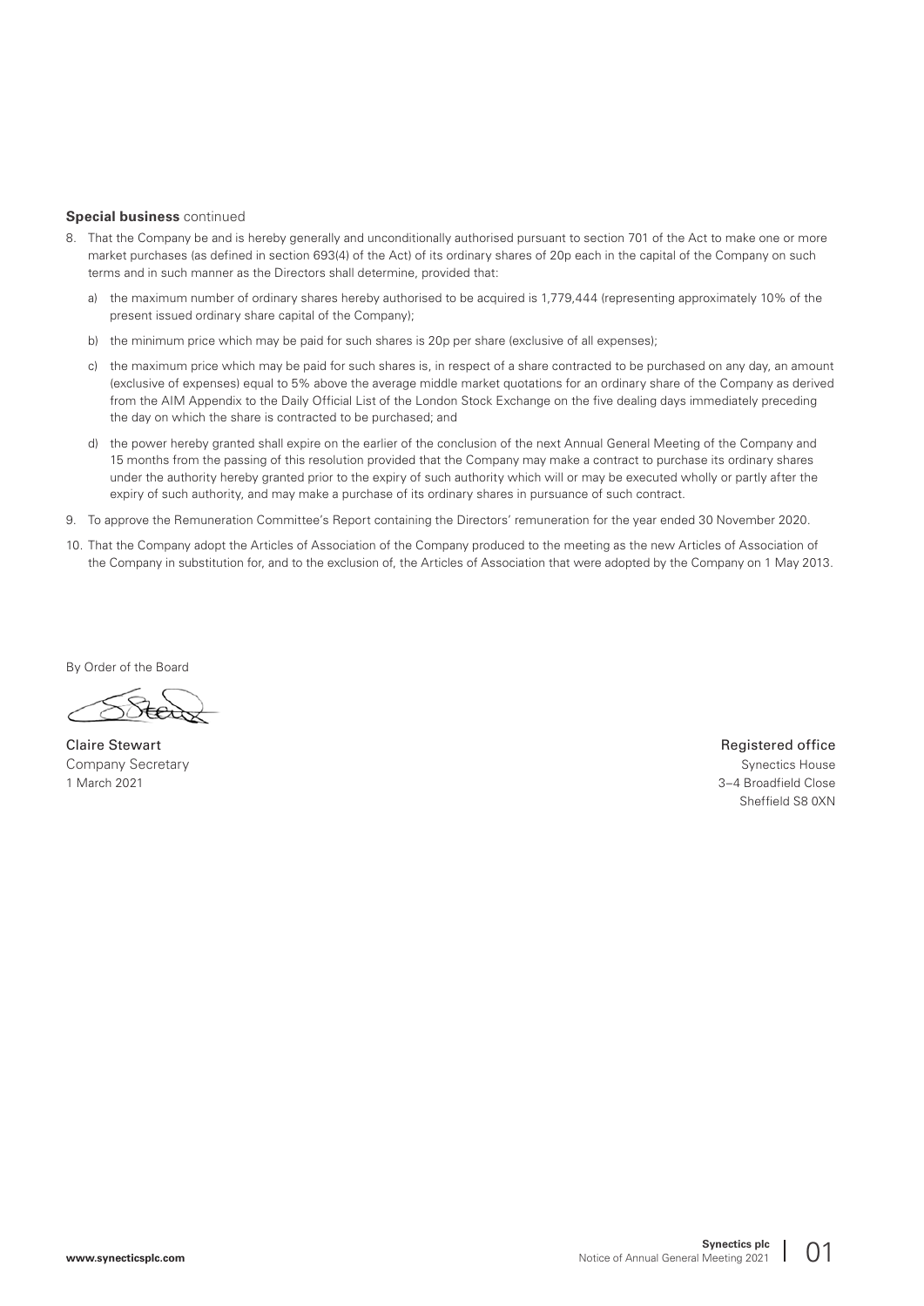**Special business** continued

8. That the Company be and is hereby generally and unconditionally authorised pursuant to section 701 of the Act to make one or more market purchases (as defined in section 693(4) of the Act) of its ordinary shares of 20p each in the capital of the Company on such terms and in such manner as the Directors shall determine, provided that:

   a) the maximum number of ordinary shares hereby authorised to be acquired is 1,779,444 (representing approximately 10% of the present issued ordinary share capital of the Company);

   b) the minimum price which may be paid for such shares is 20p per share (exclusive of all expenses);

   c) the maximum price which may be paid for such shares is, in respect of a share contracted to be purchased on any day, an amount (exclusive of expenses) equal to 5% above the average middle market quotations for an ordinary share of the Company as derived from the AIM Appendix to the Daily Official List of the London Stock Exchange on the five dealing days immediately preceding the day on which the share is contracted to be purchased; and

   d) the power hereby granted shall expire on the earlier of the conclusion of the next Annual General Meeting of the Company and 15 months from the passing of this resolution provided that the Company may make a contract to purchase its ordinary shares under the authority hereby granted prior to the expiry of such authority which will or may be executed wholly or partly after the expiry of such authority, and may make a purchase of its ordinary shares in pursuance of such contract.

9. To approve the Remuneration Committee's Report containing the Directors' remuneration for the year ended 30 November 2020.

10. That the Company adopt the Articles of Association of the Company produced to the meeting as the new Articles of Association of the Company in substitution for, and to the exclusion of, the Articles of Association that were adopted by the Company on 1 May 2013.

By Order of the Board

Claire Stewart
Company Secretary
1 March 2021

Registered office
Synectics House
3–4 Broadfield Close
Sheffield S8 0XN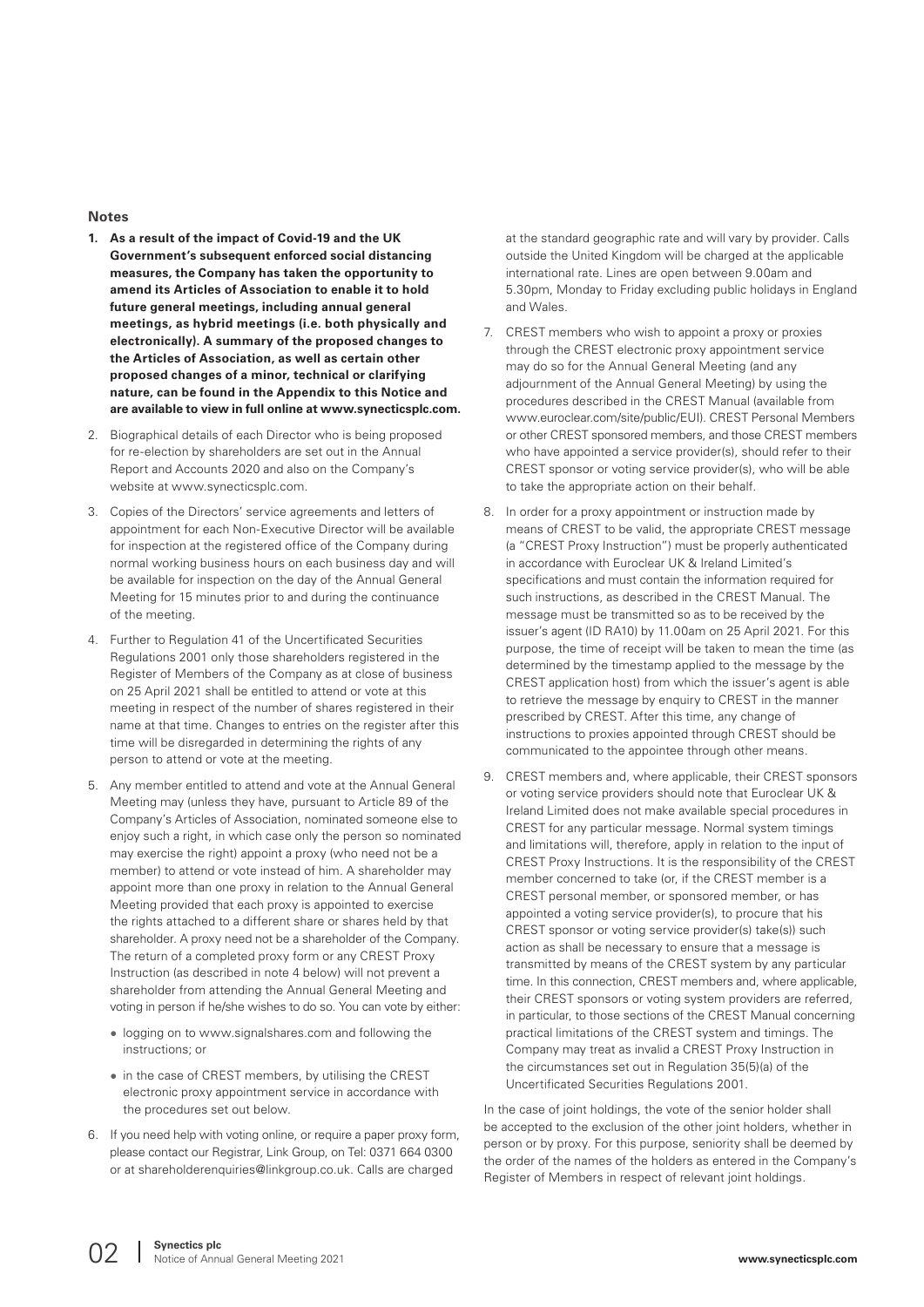**Notes**

1. **As a result of the impact of Covid-19 and the UK Government's subsequent enforced social distancing measures, the Company has taken the opportunity to amend its Articles of Association to enable it to hold future general meetings, including annual general meetings, as hybrid meetings (i.e. both physically and electronically). A summary of the proposed changes to the Articles of Association, as well as certain other proposed changes of a minor, technical or clarifying nature, can be found in the Appendix to this Notice and are available to view in full online at www.synecticsplc.com.**
2. Biographical details of each Director who is being proposed for re-election by shareholders are set out in the Annual Report and Accounts 2020 and also on the Company's website at www.synecticsplc.com.
3. Copies of the Directors' service agreements and letters of appointment for each Non-Executive Director will be available for inspection at the registered office of the Company during normal working business hours on each business day and will be available for inspection on the day of the Annual General Meeting for 15 minutes prior to and during the continuance of the meeting.
4. Further to Regulation 41 of the Uncertificated Securities Regulations 2001 only those shareholders registered in the Register of Members of the Company as at close of business on 25 April 2021 shall be entitled to attend or vote at this meeting in respect of the number of shares registered in their name at that time. Changes to entries on the register after this time will be disregarded in determining the rights of any person to attend or vote at the meeting.
5. Any member entitled to attend and vote at the Annual General Meeting may (unless they have, pursuant to Article 89 of the Company's Articles of Association, nominated someone else to enjoy such a right, in which case only the person so nominated may exercise the right) appoint a proxy (who need not be a member) to attend or vote instead of him. A shareholder may appoint more than one proxy in relation to the Annual General Meeting provided that each proxy is appointed to exercise the rights attached to a different share or shares held by that shareholder. A proxy need not be a shareholder of the Company. The return of a completed proxy form or any CREST Proxy Instruction (as described in note 4 below) will not prevent a shareholder from attending the Annual General Meeting and voting in person if he/she wishes to do so. You can vote by either:
   - logging on to www.signalshares.com and following the instructions; or
   - in the case of CREST members, by utilising the CREST electronic proxy appointment service in accordance with the procedures set out below.
6. If you need help with voting online, or require a paper proxy form, please contact our Registrar, Link Group, on Tel: 0371 664 0300 or at shareholderenquiries@linkgroup.co.uk. Calls are charged at the standard geographic rate and will vary by provider. Calls outside the United Kingdom will be charged at the applicable international rate. Lines are open between 9.00am and 5.30pm, Monday to Friday excluding public holidays in England and Wales.
7. CREST members who wish to appoint a proxy or proxies through the CREST electronic proxy appointment service may do so for the Annual General Meeting (and any adjournment of the Annual General Meeting) by using the procedures described in the CREST Manual (available from www.euroclear.com/site/public/EUI). CREST Personal Members or other CREST sponsored members, and those CREST members who have appointed a service provider(s), should refer to their CREST sponsor or voting service provider(s), who will be able to take the appropriate action on their behalf.
8. In order for a proxy appointment or instruction made by means of CREST to be valid, the appropriate CREST message (a "CREST Proxy Instruction") must be properly authenticated in accordance with Euroclear UK & Ireland Limited's specifications and must contain the information required for such instructions, as described in the CREST Manual. The message must be transmitted so as to be received by the issuer's agent (ID RA10) by 11.00am on 25 April 2021. For this purpose, the time of receipt will be taken to mean the time (as determined by the timestamp applied to the message by the CREST application host) from which the issuer's agent is able to retrieve the message by enquiry to CREST in the manner prescribed by CREST. After this time, any change of instructions to proxies appointed through CREST should be communicated to the appointee through other means.
9. CREST members and, where applicable, their CREST sponsors or voting service providers should note that Euroclear UK & Ireland Limited does not make available special procedures in CREST for any particular message. Normal system timings and limitations will, therefore, apply in relation to the input of CREST Proxy Instructions. It is the responsibility of the CREST member concerned to take (or, if the CREST member is a CREST personal member, or sponsored member, or has appointed a voting service provider(s), to procure that his CREST sponsor or voting service provider(s) take(s)) such action as shall be necessary to ensure that a message is transmitted by means of the CREST system by any particular time. In this connection, CREST members and, where applicable, their CREST sponsors or voting system providers are referred, in particular, to those sections of the CREST Manual concerning practical limitations of the CREST system and timings. The Company may treat as invalid a CREST Proxy Instruction in the circumstances set out in Regulation 35(5)(a) of the Uncertificated Securities Regulations 2001.

In the case of joint holdings, the vote of the senior holder shall be accepted to the exclusion of the other joint holders, whether in person or by proxy. For this purpose, seniority shall be deemed by the order of the names of the holders as entered in the Company's Register of Members in respect of relevant joint holdings.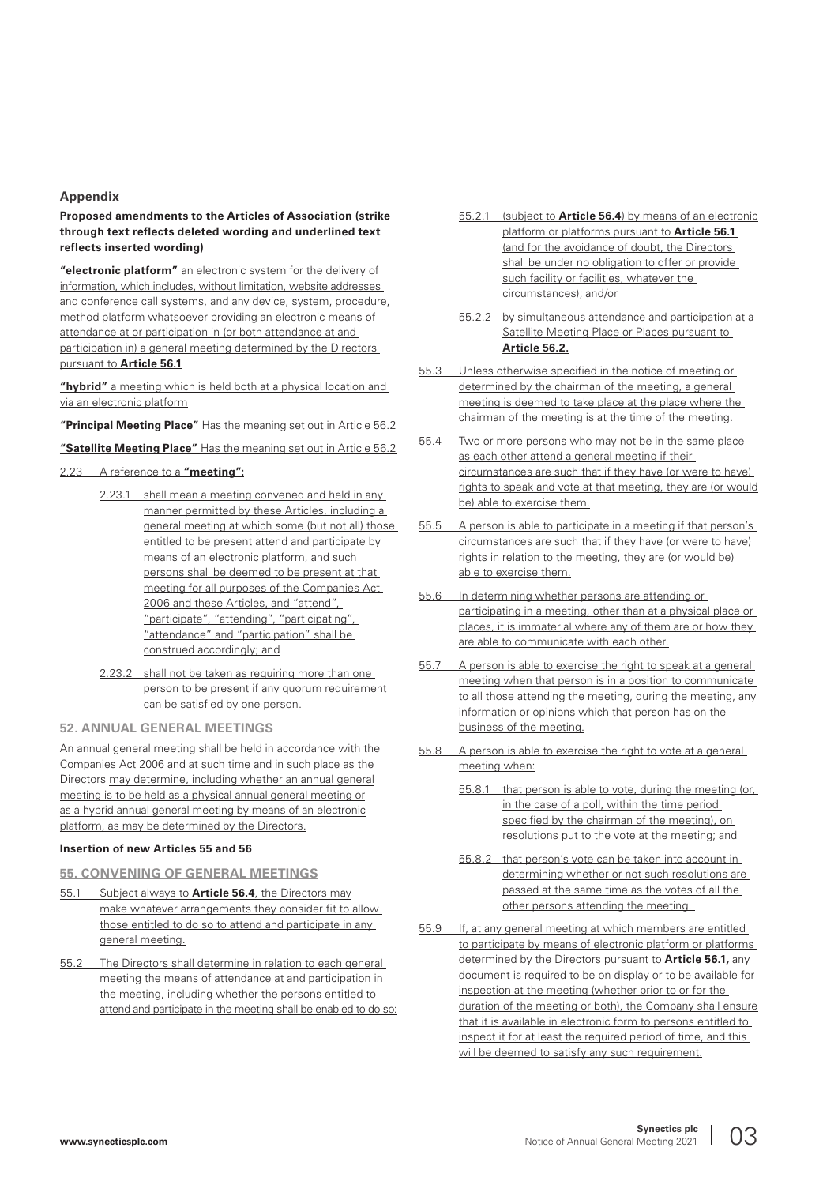## Appendix

**Proposed amendments to the Articles of Association (strike through text reflects deleted wording and underlined text reflects inserted wording)**

**"electronic platform"** an electronic system for the delivery of information, which includes, without limitation, website addresses and conference call systems, and any device, system, procedure, method platform whatsoever providing an electronic means of attendance at or participation in (or both attendance at and participation in) a general meeting determined by the Directors pursuant to **Article 56.1**

**"hybrid"** a meeting which is held both at a physical location and via an electronic platform

**"Principal Meeting Place"** Has the meaning set out in Article 56.2

**"Satellite Meeting Place"** Has the meaning set out in Article 56.2

2.23 A reference to a **"meeting":**

- 2.23.1 shall mean a meeting convened and held in any manner permitted by these Articles, including a general meeting at which some (but not all) those entitled to be present attend and participate by means of an electronic platform, and such persons shall be deemed to be present at that meeting for all purposes of the Companies Act 2006 and these Articles, and "attend", "participate", "attending", "participating", "attendance" and "participation" shall be construed accordingly; and
- 2.23.2 shall not be taken as requiring more than one person to be present if any quorum requirement can be satisfied by one person.

### 52. ANNUAL GENERAL MEETINGS

An annual general meeting shall be held in accordance with the Companies Act 2006 and at such time and in such place as the Directors may determine, including whether an annual general meeting is to be held as a physical annual general meeting or as a hybrid annual general meeting by means of an electronic platform, as may be determined by the Directors.

**Insertion of new Articles 55 and 56**

### 55. CONVENING OF GENERAL MEETINGS

55.1 Subject always to **Article 56.4**, the Directors may make whatever arrangements they consider fit to allow those entitled to do so to attend and participate in any general meeting.

55.2 The Directors shall determine in relation to each general meeting the means of attendance at and participation in the meeting, including whether the persons entitled to attend and participate in the meeting shall be enabled to do so:

- 55.2.1 (subject to **Article 56.4**) by means of an electronic platform or platforms pursuant to **Article 56.1** (and for the avoidance of doubt, the Directors shall be under no obligation to offer or provide such facility or facilities, whatever the circumstances); and/or
- 55.2.2 by simultaneous attendance and participation at a Satellite Meeting Place or Places pursuant to **Article 56.2.**

55.3 Unless otherwise specified in the notice of meeting or determined by the chairman of the meeting, a general meeting is deemed to take place at the place where the chairman of the meeting is at the time of the meeting.

55.4 Two or more persons who may not be in the same place as each other attend a general meeting if their circumstances are such that if they have (or were to have) rights to speak and vote at that meeting, they are (or would be) able to exercise them.

55.5 A person is able to participate in a meeting if that person's circumstances are such that if they have (or were to have) rights in relation to the meeting, they are (or would be) able to exercise them.

55.6 In determining whether persons are attending or participating in a meeting, other than at a physical place or places, it is immaterial where any of them are or how they are able to communicate with each other.

55.7 A person is able to exercise the right to speak at a general meeting when that person is in a position to communicate to all those attending the meeting, during the meeting, any information or opinions which that person has on the business of the meeting.

55.8 A person is able to exercise the right to vote at a general meeting when:

- 55.8.1 that person is able to vote, during the meeting (or, in the case of a poll, within the time period specified by the chairman of the meeting), on resolutions put to the vote at the meeting; and
- 55.8.2 that person's vote can be taken into account in determining whether or not such resolutions are passed at the same time as the votes of all the other persons attending the meeting.

55.9 If, at any general meeting at which members are entitled to participate by means of electronic platform or platforms determined by the Directors pursuant to **Article 56.1,** any document is required to be on display or to be available for inspection at the meeting (whether prior to or for the duration of the meeting or both), the Company shall ensure that it is available in electronic form to persons entitled to inspect it for at least the required period of time, and this will be deemed to satisfy any such requirement.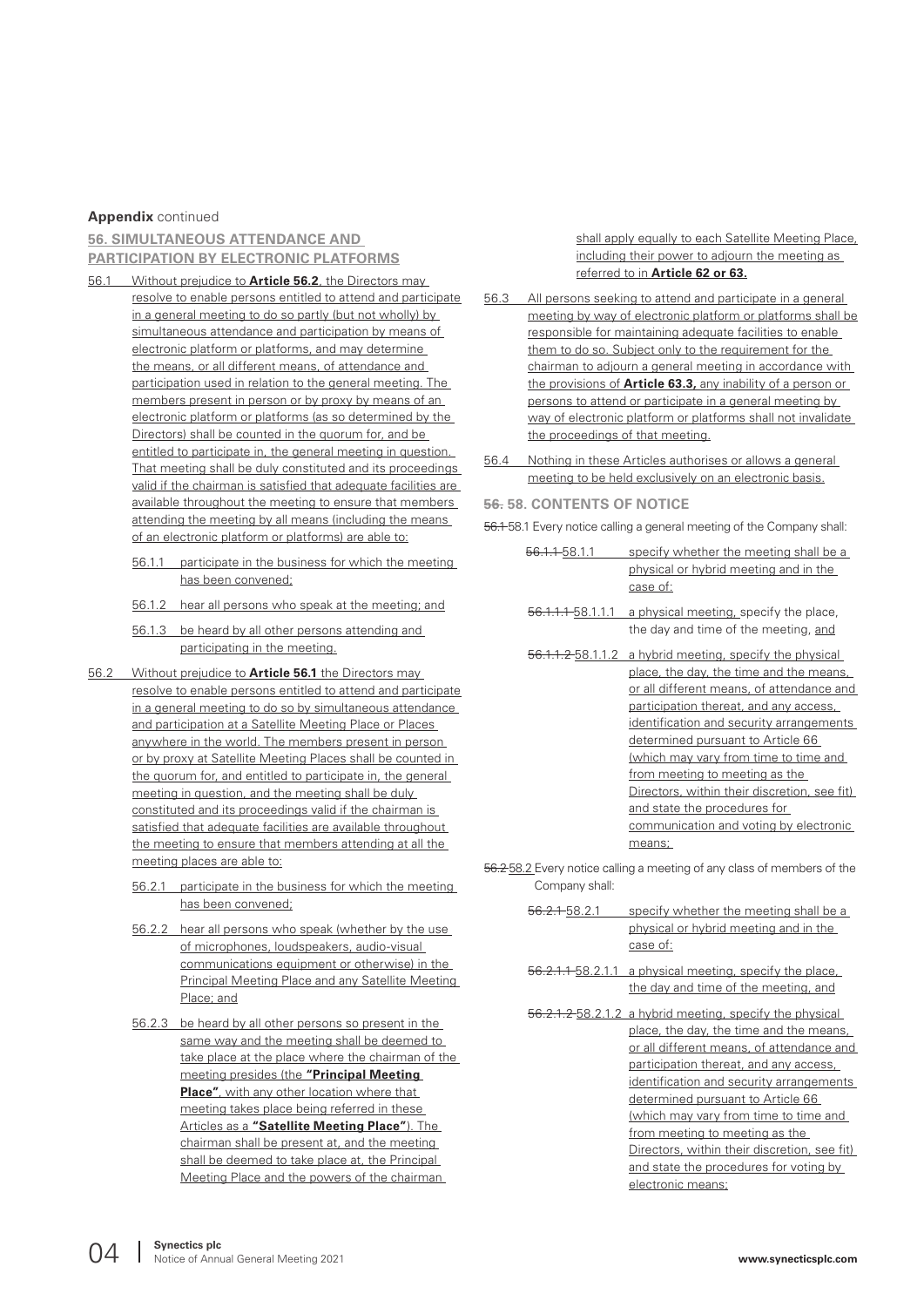**Appendix** continued

### 56. SIMULTANEOUS ATTENDANCE AND PARTICIPATION BY ELECTRONIC PLATFORMS

56.1 Without prejudice to **Article 56.2**, the Directors may resolve to enable persons entitled to attend and participate in a general meeting to do so partly (but not wholly) by simultaneous attendance and participation by means of electronic platform or platforms, and may determine the means, or all different means, of attendance and participation used in relation to the general meeting. The members present in person or by proxy by means of an electronic platform or platforms (as so determined by the Directors) shall be counted in the quorum for, and be entitled to participate in, the general meeting in question. That meeting shall be duly constituted and its proceedings valid if the chairman is satisfied that adequate facilities are available throughout the meeting to ensure that members attending the meeting by all means (including the means of an electronic platform or platforms) are able to:

- 56.1.1 participate in the business for which the meeting has been convened;
- 56.1.2 hear all persons who speak at the meeting; and
- 56.1.3 be heard by all other persons attending and participating in the meeting.

56.2 Without prejudice to **Article 56.1** the Directors may resolve to enable persons entitled to attend and participate in a general meeting to do so by simultaneous attendance and participation at a Satellite Meeting Place or Places anywhere in the world. The members present in person or by proxy at Satellite Meeting Places shall be counted in the quorum for, and entitled to participate in, the general meeting in question, and the meeting shall be duly constituted and its proceedings valid if the chairman is satisfied that adequate facilities are available throughout the meeting to ensure that members attending at all the meeting places are able to:

- 56.2.1 participate in the business for which the meeting has been convened;
- 56.2.2 hear all persons who speak (whether by the use of microphones, loudspeakers, audio-visual communications equipment or otherwise) in the Principal Meeting Place and any Satellite Meeting Place; and
- 56.2.3 be heard by all other persons so present in the same way and the meeting shall be deemed to take place at the place where the chairman of the meeting presides (the **"Principal Meeting Place"**, with any other location where that meeting takes place being referred in these Articles as a **"Satellite Meeting Place"**). The chairman shall be present at, and the meeting shall be deemed to take place at, the Principal Meeting Place and the powers of the chairman shall apply equally to each Satellite Meeting Place, including their power to adjourn the meeting as referred to in **Article 62 or 63.**

56.3 All persons seeking to attend and participate in a general meeting by way of electronic platform or platforms shall be responsible for maintaining adequate facilities to enable them to do so. Subject only to the requirement for the chairman to adjourn a general meeting in accordance with the provisions of **Article 63.3,** any inability of a person or persons to attend or participate in a general meeting by way of electronic platform or platforms shall not invalidate the proceedings of that meeting.

56.4 Nothing in these Articles authorises or allows a general meeting to be held exclusively on an electronic basis.

### ~~56.~~ 58. CONTENTS OF NOTICE

~~56.1~~ 58.1 Every notice calling a general meeting of the Company shall:

- ~~56.1.1~~ 58.1.1 specify whether the meeting shall be a physical or hybrid meeting and in the case of:
  - ~~56.1.1.1~~ 58.1.1.1 a physical meeting, specify the place, the day and time of the meeting, and
  - ~~56.1.1.2~~ 58.1.1.2 a hybrid meeting, specify the physical place, the day, the time and the means, or all different means, of attendance and participation thereat, and any access, identification and security arrangements determined pursuant to Article 66 (which may vary from time to time and from meeting to meeting as the Directors, within their discretion, see fit) and state the procedures for communication and voting by electronic means;

~~56.2~~ 58.2 Every notice calling a meeting of any class of members of the Company shall:

- ~~56.2.1~~ 58.2.1 specify whether the meeting shall be a physical or hybrid meeting and in the case of:
  - ~~56.2.1.1~~ 58.2.1.1 a physical meeting, specify the place, the day and time of the meeting, and
  - ~~56.2.1.2~~ 58.2.1.2 a hybrid meeting, specify the physical place, the day, the time and the means, or all different means, of attendance and participation thereat, and any access, identification and security arrangements determined pursuant to Article 66 (which may vary from time to time and from meeting to meeting as the Directors, within their discretion, see fit) and state the procedures for voting by electronic means;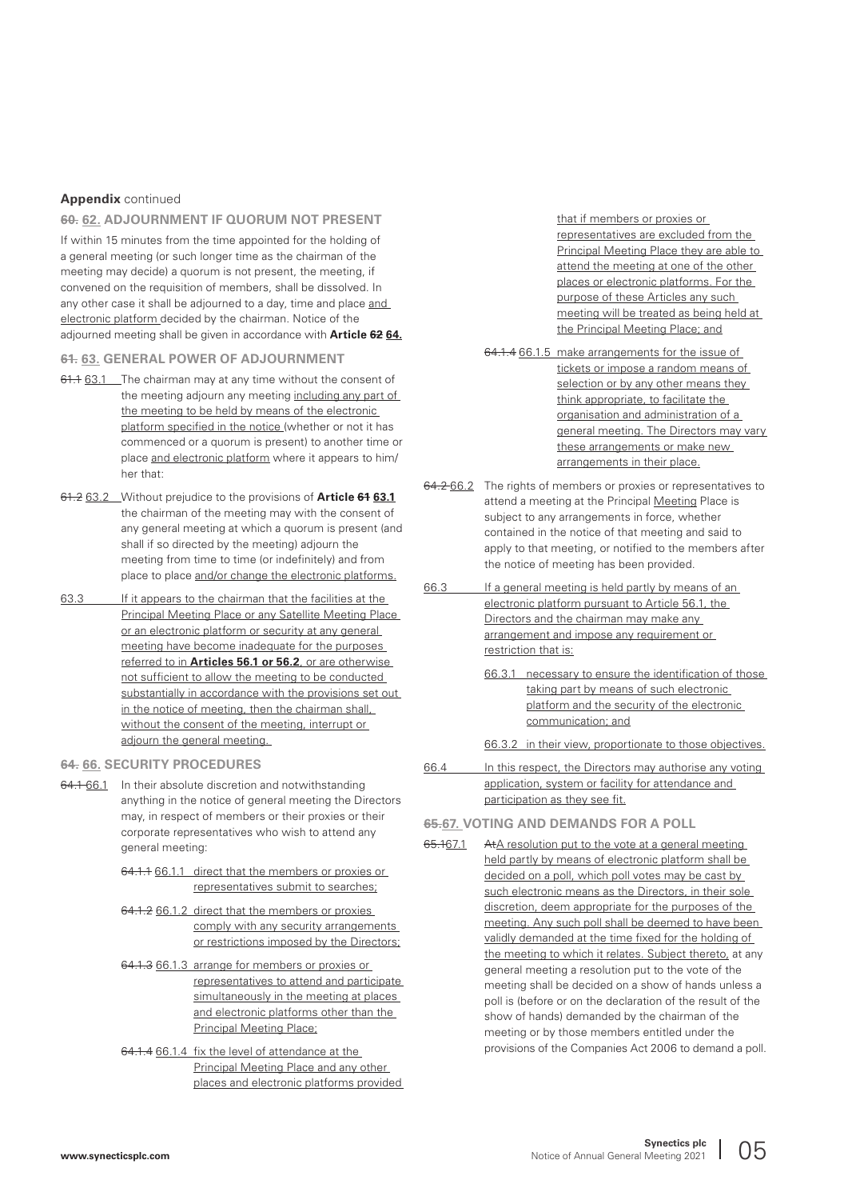**Appendix** continued

### ~~60.~~ 62. ADJOURNMENT IF QUORUM NOT PRESENT

If within 15 minutes from the time appointed for the holding of a general meeting (or such longer time as the chairman of the meeting may decide) a quorum is not present, the meeting, if convened on the requisition of members, shall be dissolved. In any other case it shall be adjourned to a day, time and place and electronic platform decided by the chairman. Notice of the adjourned meeting shall be given in accordance with **Article ~~62~~ 64.**

### ~~61.~~ 63. GENERAL POWER OF ADJOURNMENT

~~61.1~~ 63.1 The chairman may at any time without the consent of the meeting adjourn any meeting including any part of the meeting to be held by means of the electronic platform specified in the notice (whether or not it has commenced or a quorum is present) to another time or place and electronic platform where it appears to him/her that:

~~61.2~~ 63.2 Without prejudice to the provisions of **Article ~~61~~ 63.1** the chairman of the meeting may with the consent of any general meeting at which a quorum is present (and shall if so directed by the meeting) adjourn the meeting from time to time (or indefinitely) and from place to place and/or change the electronic platforms.

63.3 If it appears to the chairman that the facilities at the Principal Meeting Place or any Satellite Meeting Place or an electronic platform or security at any general meeting have become inadequate for the purposes referred to in **Articles 56.1 or 56.2**, or are otherwise not sufficient to allow the meeting to be conducted substantially in accordance with the provisions set out in the notice of meeting, then the chairman shall, without the consent of the meeting, interrupt or adjourn the general meeting.

### ~~64.~~ 66. SECURITY PROCEDURES

~~64.1~~ 66.1 In their absolute discretion and notwithstanding anything in the notice of general meeting the Directors may, in respect of members or their proxies or their corporate representatives who wish to attend any general meeting:

- ~~64.1.1~~ 66.1.1 direct that the members or proxies or representatives submit to searches;
- ~~64.1.2~~ 66.1.2 direct that the members or proxies comply with any security arrangements or restrictions imposed by the Directors;
- ~~64.1.3~~ 66.1.3 arrange for members or proxies or representatives to attend and participate simultaneously in the meeting at places and electronic platforms other than the Principal Meeting Place;
- ~~64.1.4~~ 66.1.4 fix the level of attendance at the Principal Meeting Place and any other places and electronic platforms provided that if members or proxies or representatives are excluded from the Principal Meeting Place they are able to attend the meeting at one of the other places or electronic platforms. For the purpose of these Articles any such meeting will be treated as being held at the Principal Meeting Place; and
- ~~64.1.4~~ 66.1.5 make arrangements for the issue of tickets or impose a random means of selection or by any other means they think appropriate, to facilitate the organisation and administration of a general meeting. The Directors may vary these arrangements or make new arrangements in their place.

~~64.2~~ 66.2 The rights of members or proxies or representatives to attend a meeting at the Principal Meeting Place is subject to any arrangements in force, whether contained in the notice of that meeting and said to apply to that meeting, or notified to the members after the notice of meeting has been provided.

66.3 If a general meeting is held partly by means of an electronic platform pursuant to Article 56.1, the Directors and the chairman may make any arrangement and impose any requirement or restriction that is:

- 66.3.1 necessary to ensure the identification of those taking part by means of such electronic platform and the security of the electronic communication; and
- 66.3.2 in their view, proportionate to those objectives.

66.4 In this respect, the Directors may authorise any voting application, system or facility for attendance and participation as they see fit.

### ~~65.~~ 67. VOTING AND DEMANDS FOR A POLL

~~65.1~~ 67.1 ~~At~~ A resolution put to the vote at a general meeting held partly by means of electronic platform shall be decided on a poll, which poll votes may be cast by such electronic means as the Directors, in their sole discretion, deem appropriate for the purposes of the meeting. Any such poll shall be deemed to have been validly demanded at the time fixed for the holding of the meeting to which it relates. Subject thereto, at any general meeting a resolution put to the vote of the meeting shall be decided on a show of hands unless a poll is (before or on the declaration of the result of the show of hands) demanded by the chairman of the meeting or by those members entitled under the provisions of the Companies Act 2006 to demand a poll.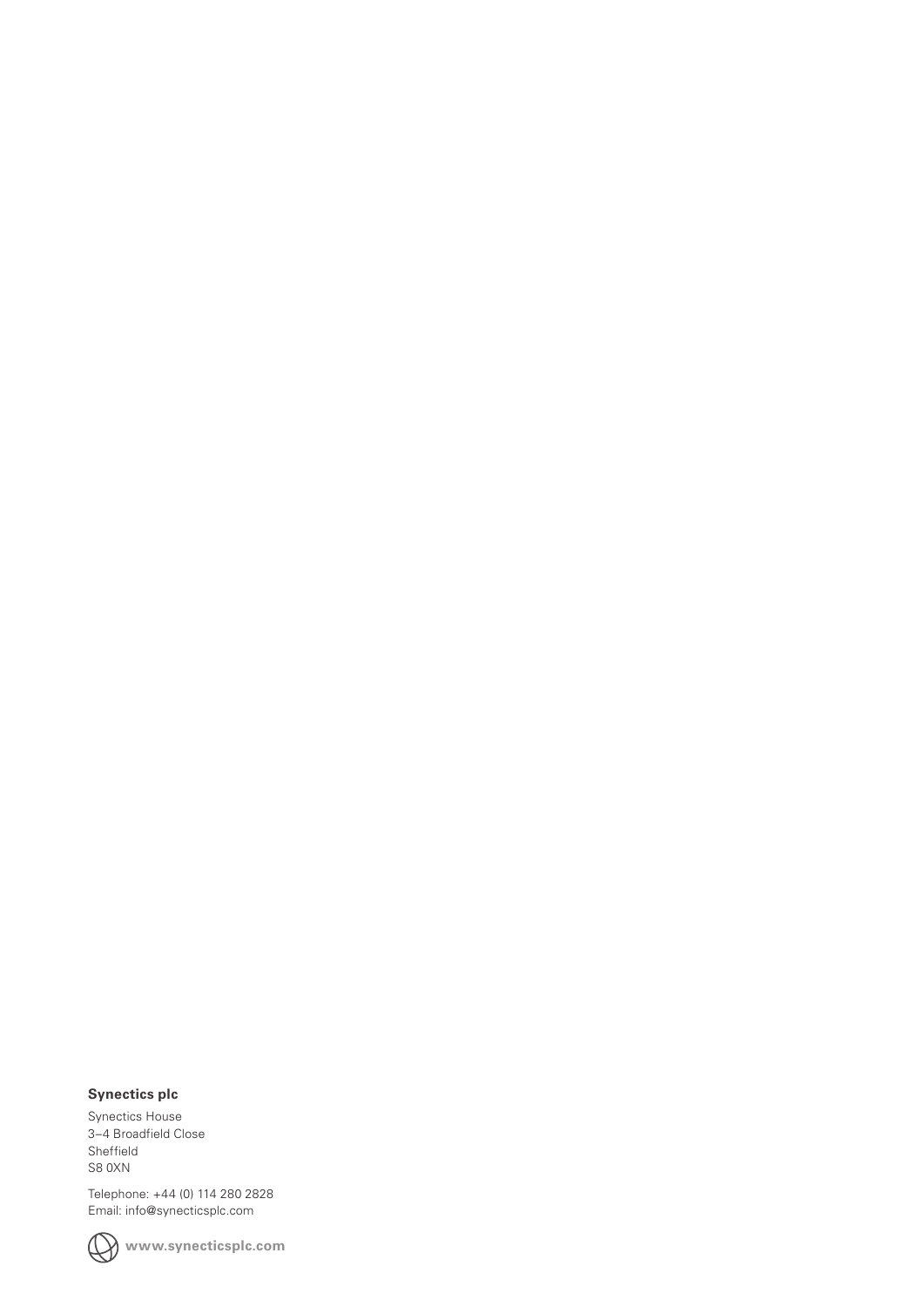**Synectics plc**

Synectics House
3–4 Broadfield Close
Sheffield
S8 0XN

Telephone: +44 (0) 114 280 2828
Email: info@synecticsplc.com

**www.synecticsplc.com**